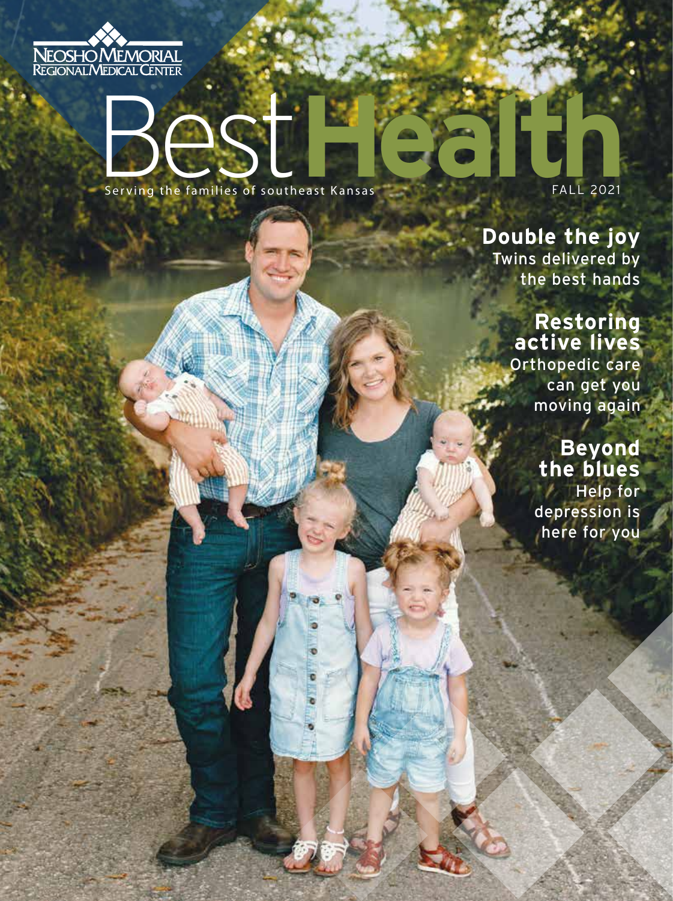NEOSHO MEMORIAL REGIONAL MEDICAL CENTER

# Best Health

Serving the families of southeast Kansas

FALL 2021

## Double the joy

Twins delivered by the best hands

## Restoring active lives

Orthopedic care can get you moving again

## Beyond the blues

Help for depression is here for you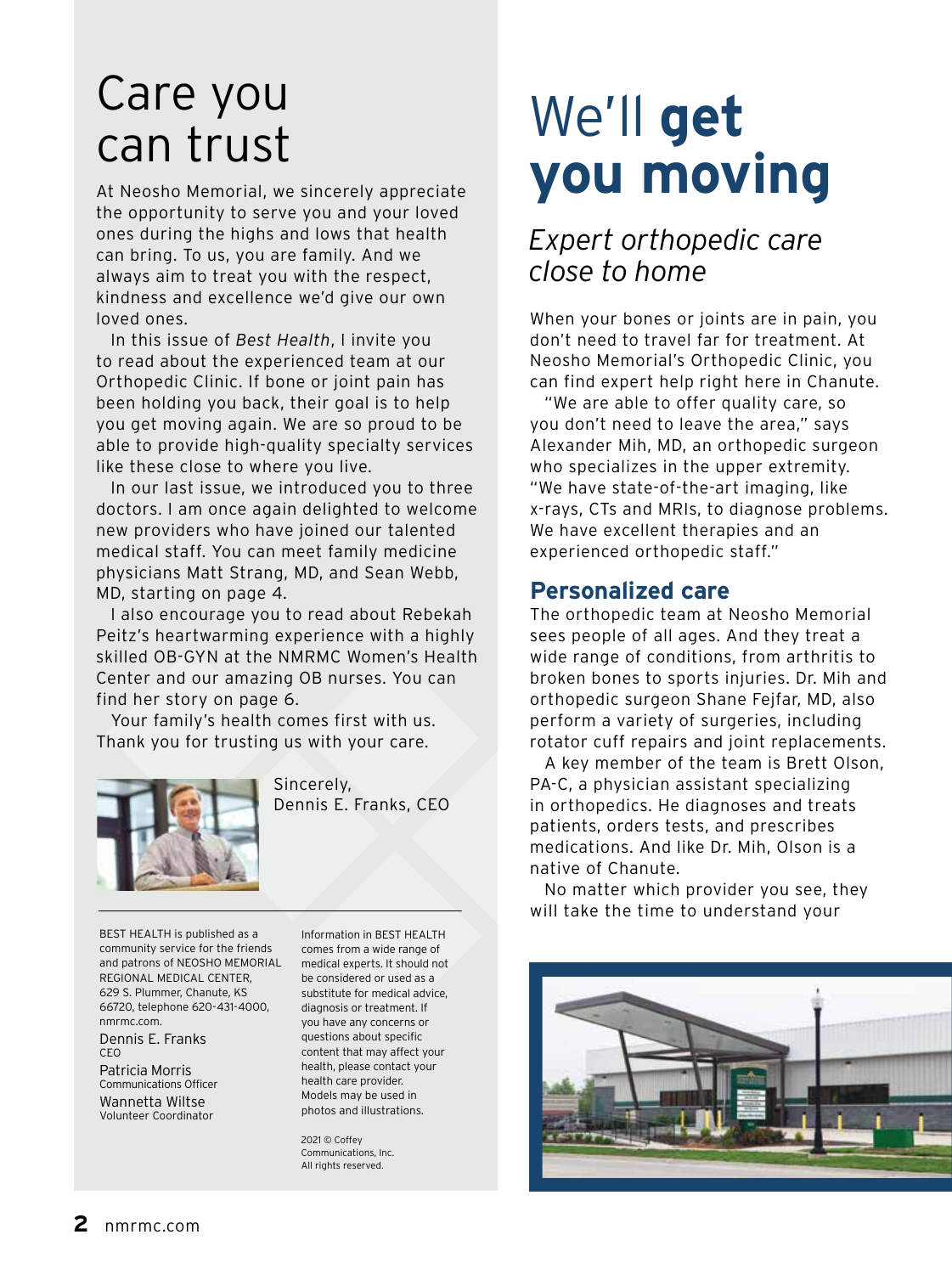# Care you can trust

At Neosho Memorial, we sincerely appreciate the opportunity to serve you and your loved ones during the highs and lows that health can bring. To us, you are family. And we always aim to treat you with the respect, kindness and excellence we'd give our own loved ones.

In this issue of *Best Health*, I invite you to read about the experienced team at our Orthopedic Clinic. If bone or joint pain has been holding you back, their goal is to help you get moving again. We are so proud to be able to provide high-quality specialty services like these close to where you live.

In our last issue, we introduced you to three doctors. I am once again delighted to welcome new providers who have joined our talented medical staff. You can meet family medicine physicians Matt Strang, MD, and Sean Webb, MD, starting on page 4.

I also encourage you to read about Rebekah Peitz's heartwarming experience with a highly skilled OB-GYN at the NMRMC Women's Health Center and our amazing OB nurses. You can find her story on page 6.

Your family's health comes first with us. Thank you for trusting us with your care.

Sincerely,
Dennis E. Franks, CEO

BEST HEALTH is published as a community service for the friends and patrons of NEOSHO MEMORIAL REGIONAL MEDICAL CENTER, 629 S. Plummer, Chanute, KS 66720, telephone 620-431-4000, nmrmc.com.

Dennis E. Franks
CEO

Patricia Morris
Communications Officer

Wannetta Wiltse
Volunteer Coordinator

Information in BEST HEALTH comes from a wide range of medical experts. It should not be considered or used as a substitute for medical advice, diagnosis or treatment. If you have any concerns or questions about specific content that may affect your health, please contact your health care provider. Models may be used in photos and illustrations.

2021 © Coffey Communications, Inc. All rights reserved.

# We'll **get you moving**

## *Expert orthopedic care close to home*

When your bones or joints are in pain, you don't need to travel far for treatment. At Neosho Memorial's Orthopedic Clinic, you can find expert help right here in Chanute.

"We are able to offer quality care, so you don't need to leave the area," says Alexander Mih, MD, an orthopedic surgeon who specializes in the upper extremity. "We have state-of-the-art imaging, like x-rays, CTs and MRIs, to diagnose problems. We have excellent therapies and an experienced orthopedic staff."

### Personalized care

The orthopedic team at Neosho Memorial sees people of all ages. And they treat a wide range of conditions, from arthritis to broken bones to sports injuries. Dr. Mih and orthopedic surgeon Shane Fejfar, MD, also perform a variety of surgeries, including rotator cuff repairs and joint replacements.

A key member of the team is Brett Olson, PA-C, a physician assistant specializing in orthopedics. He diagnoses and treats patients, orders tests, and prescribes medications. And like Dr. Mih, Olson is a native of Chanute.

No matter which provider you see, they will take the time to understand your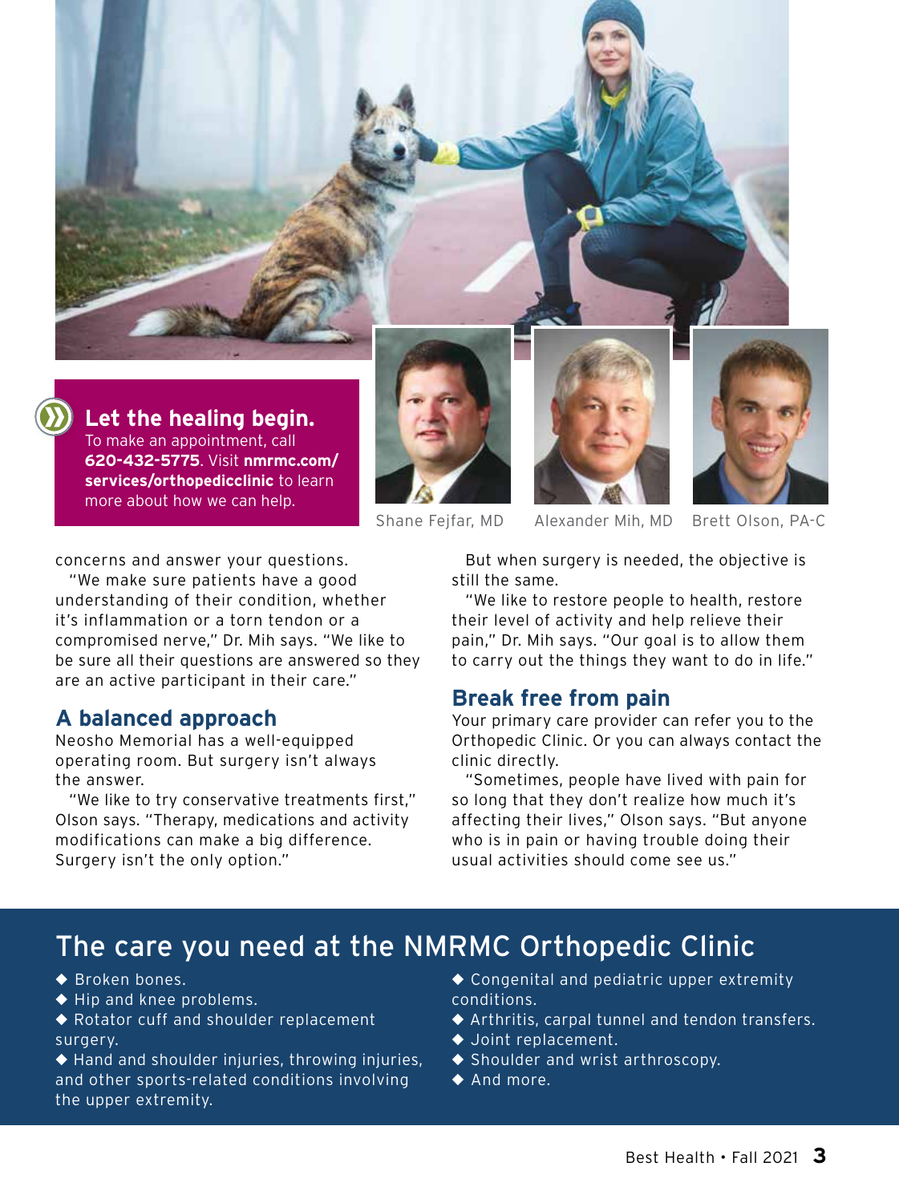**Let the healing begin.**
To make an appointment, call **620-432-5775**. Visit **nmrmc.com/services/orthopedicclinic** to learn more about how we can help.

Shane Fejfar, MD

Alexander Mih, MD

Brett Olson, PA-C

concerns and answer your questions.

"We make sure patients have a good understanding of their condition, whether it's inflammation or a torn tendon or a compromised nerve," Dr. Mih says. "We like to be sure all their questions are answered so they are an active participant in their care."

## A balanced approach

Neosho Memorial has a well-equipped operating room. But surgery isn't always the answer.

"We like to try conservative treatments first," Olson says. "Therapy, medications and activity modifications can make a big difference. Surgery isn't the only option."

But when surgery is needed, the objective is still the same.

"We like to restore people to health, restore their level of activity and help relieve their pain," Dr. Mih says. "Our goal is to allow them to carry out the things they want to do in life."

## Break free from pain

Your primary care provider can refer you to the Orthopedic Clinic. Or you can always contact the clinic directly.

"Sometimes, people have lived with pain for so long that they don't realize how much it's affecting their lives," Olson says. "But anyone who is in pain or having trouble doing their usual activities should come see us."

## The care you need at the NMRMC Orthopedic Clinic

- Broken bones.
- Hip and knee problems.
- Rotator cuff and shoulder replacement surgery.
- Hand and shoulder injuries, throwing injuries, and other sports-related conditions involving the upper extremity.
- Congenital and pediatric upper extremity conditions.
- Arthritis, carpal tunnel and tendon transfers.
- Joint replacement.
- Shoulder and wrist arthroscopy.
- And more.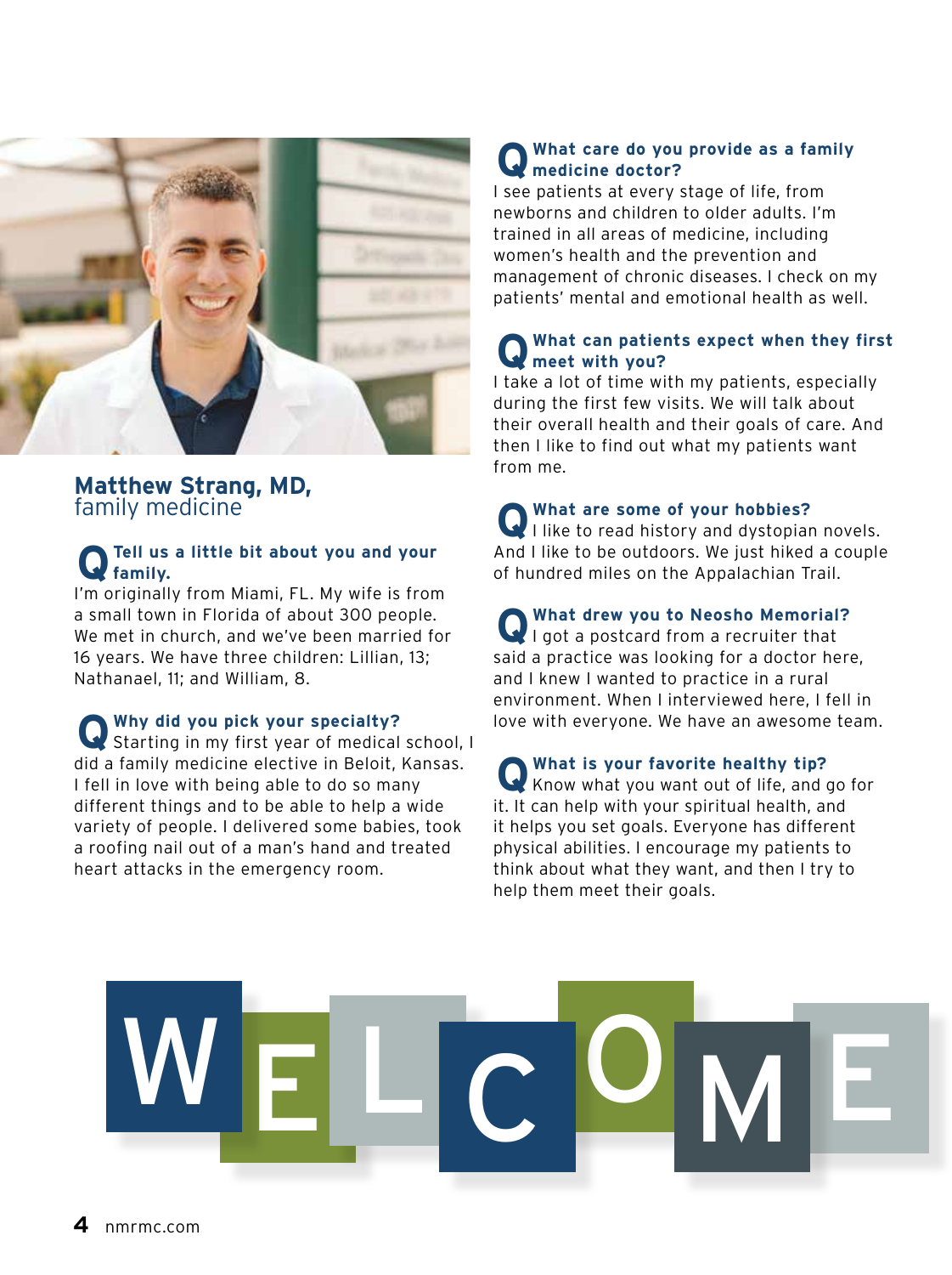## Matthew Strang, MD,
family medicine

**Q Tell us a little bit about you and your family.**

I'm originally from Miami, FL. My wife is from a small town in Florida of about 300 people. We met in church, and we've been married for 16 years. We have three children: Lillian, 13; Nathanael, 11; and William, 8.

**Q Why did you pick your specialty?**

Starting in my first year of medical school, I did a family medicine elective in Beloit, Kansas. I fell in love with being able to do so many different things and to be able to help a wide variety of people. I delivered some babies, took a roofing nail out of a man's hand and treated heart attacks in the emergency room.

**Q What care do you provide as a family medicine doctor?**

I see patients at every stage of life, from newborns and children to older adults. I'm trained in all areas of medicine, including women's health and the prevention and management of chronic diseases. I check on my patients' mental and emotional health as well.

**Q What can patients expect when they first meet with you?**

I take a lot of time with my patients, especially during the first few visits. We will talk about their overall health and their goals of care. And then I like to find out what my patients want from me.

**Q What are some of your hobbies?**

I like to read history and dystopian novels. And I like to be outdoors. We just hiked a couple of hundred miles on the Appalachian Trail.

**Q What drew you to Neosho Memorial?**

I got a postcard from a recruiter that said a practice was looking for a doctor here, and I knew I wanted to practice in a rural environment. When I interviewed here, I fell in love with everyone. We have an awesome team.

**Q What is your favorite healthy tip?**

Know what you want out of life, and go for it. It can help with your spiritual health, and it helps you set goals. Everyone has different physical abilities. I encourage my patients to think about what they want, and then I try to help them meet their goals.

# WELCOME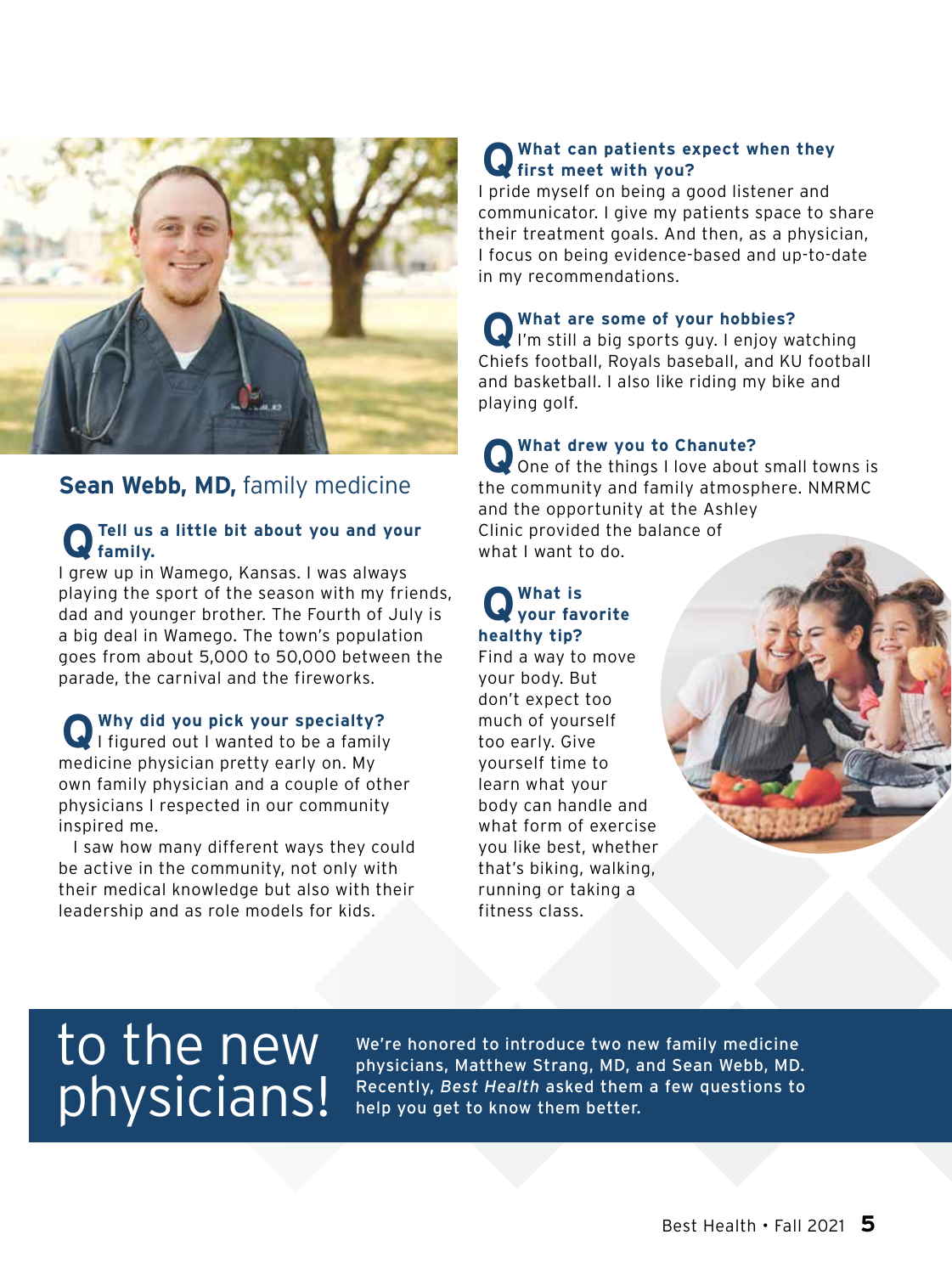## **Sean Webb, MD,** family medicine

**Q Tell us a little bit about you and your family.**

I grew up in Wamego, Kansas. I was always playing the sport of the season with my friends, dad and younger brother. The Fourth of July is a big deal in Wamego. The town's population goes from about 5,000 to 50,000 between the parade, the carnival and the fireworks.

**Q Why did you pick your specialty?**

I figured out I wanted to be a family medicine physician pretty early on. My own family physician and a couple of other physicians I respected in our community inspired me.

I saw how many different ways they could be active in the community, not only with their medical knowledge but also with their leadership and as role models for kids.

**Q What can patients expect when they first meet with you?**

I pride myself on being a good listener and communicator. I give my patients space to share their treatment goals. And then, as a physician, I focus on being evidence-based and up-to-date in my recommendations.

**Q What are some of your hobbies?**

I'm still a big sports guy. I enjoy watching Chiefs football, Royals baseball, and KU football and basketball. I also like riding my bike and playing golf.

**Q What drew you to Chanute?**

One of the things I love about small towns is the community and family atmosphere. NMRMC and the opportunity at the Ashley Clinic provided the balance of what I want to do.

**Q What is your favorite healthy tip?**

Find a way to move your body. But don't expect too much of yourself too early. Give yourself time to learn what your body can handle and what form of exercise you like best, whether that's biking, walking, running or taking a fitness class.

# to the new physicians!

We're honored to introduce two new family medicine physicians, Matthew Strang, MD, and Sean Webb, MD. Recently, *Best Health* asked them a few questions to help you get to know them better.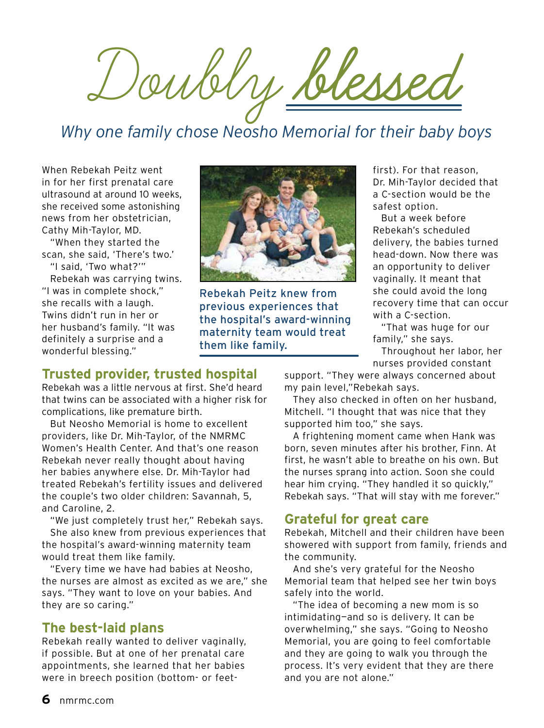# Doubly blessed

*Why one family chose Neosho Memorial for their baby boys*

When Rebekah Peitz went in for her first prenatal care ultrasound at around 10 weeks, she received some astonishing news from her obstetrician, Cathy Mih-Taylor, MD.

"When they started the scan, she said, 'There's two.'

"I said, 'Two what?'"

Rebekah was carrying twins. "I was in complete shock," she recalls with a laugh. Twins didn't run in her or her husband's family. "It was definitely a surprise and a wonderful blessing."

Rebekah Peitz knew from previous experiences that the hospital's award-winning maternity team would treat them like family.

## Trusted provider, trusted hospital

Rebekah was a little nervous at first. She'd heard that twins can be associated with a higher risk for complications, like premature birth.

But Neosho Memorial is home to excellent providers, like Dr. Mih-Taylor, of the NMRMC Women's Health Center. And that's one reason Rebekah never really thought about having her babies anywhere else. Dr. Mih-Taylor had treated Rebekah's fertility issues and delivered the couple's two older children: Savannah, 5, and Caroline, 2.

"We just completely trust her," Rebekah says.

She also knew from previous experiences that the hospital's award-winning maternity team would treat them like family.

"Every time we have had babies at Neosho, the nurses are almost as excited as we are," she says. "They want to love on your babies. And they are so caring."

## The best-laid plans

Rebekah really wanted to deliver vaginally, if possible. But at one of her prenatal care appointments, she learned that her babies were in breech position (bottom- or feet-first). For that reason, Dr. Mih-Taylor decided that a C-section would be the safest option.

But a week before Rebekah's scheduled delivery, the babies turned head-down. Now there was an opportunity to deliver vaginally. It meant that she could avoid the long recovery time that can occur with a C-section.

"That was huge for our family," she says.

Throughout her labor, her nurses provided constant support. "They were always concerned about my pain level,"Rebekah says.

They also checked in often on her husband, Mitchell. "I thought that was nice that they supported him too," she says.

A frightening moment came when Hank was born, seven minutes after his brother, Finn. At first, he wasn't able to breathe on his own. But the nurses sprang into action. Soon she could hear him crying. "They handled it so quickly," Rebekah says. "That will stay with me forever."

## Grateful for great care

Rebekah, Mitchell and their children have been showered with support from family, friends and the community.

And she's very grateful for the Neosho Memorial team that helped see her twin boys safely into the world.

"The idea of becoming a new mom is so intimidating—and so is delivery. It can be overwhelming," she says. "Going to Neosho Memorial, you are going to feel comfortable and they are going to walk you through the process. It's very evident that they are there and you are not alone."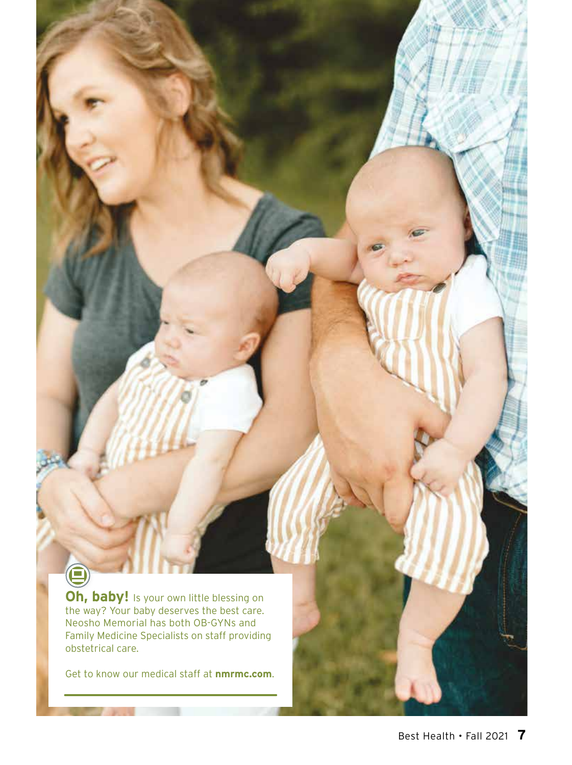**Oh, baby!** Is your own little blessing on the way? Your baby deserves the best care. Neosho Memorial has both OB-GYNs and Family Medicine Specialists on staff providing obstetrical care.

Get to know our medical staff at **nmrmc.com**.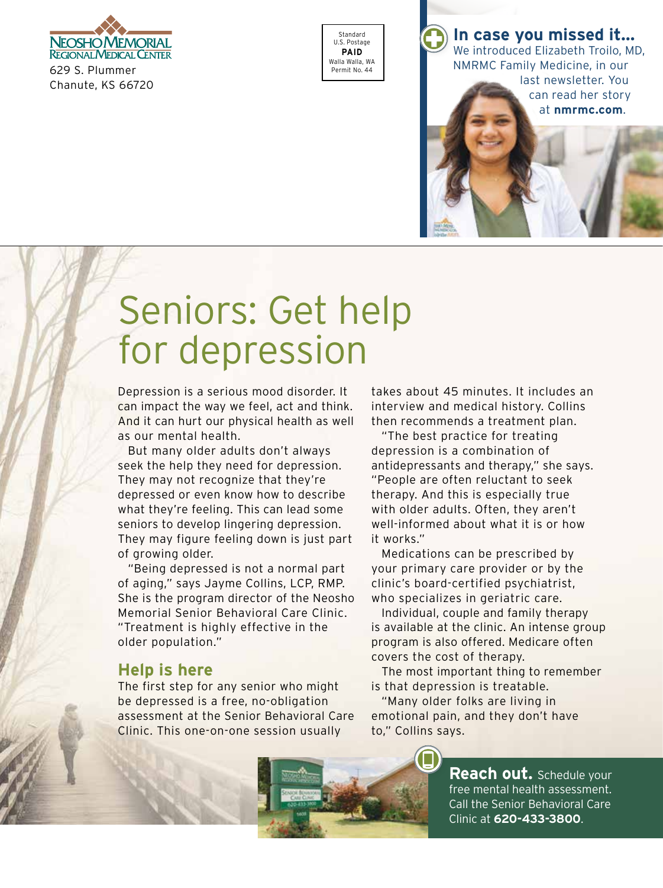Neosho Memorial Regional Medical Center
629 S. Plummer
Chanute, KS 66720

Standard
U.S. Postage
**PAID**
Walla Walla, WA
Permit No. 44

**In case you missed it…**
We introduced Elizabeth Troilo, MD, NMRMC Family Medicine, in our last newsletter. You can read her story at **nmrmc.com**.

# Seniors: Get help for depression

Depression is a serious mood disorder. It can impact the way we feel, act and think. And it can hurt our physical health as well as our mental health.

But many older adults don't always seek the help they need for depression. They may not recognize that they're depressed or even know how to describe what they're feeling. This can lead some seniors to develop lingering depression. They may figure feeling down is just part of growing older.

"Being depressed is not a normal part of aging," says Jayme Collins, LCP, RMP. She is the program director of the Neosho Memorial Senior Behavioral Care Clinic. "Treatment is highly effective in the older population."

## Help is here

The first step for any senior who might be depressed is a free, no-obligation assessment at the Senior Behavioral Care Clinic. This one-on-one session usually takes about 45 minutes. It includes an interview and medical history. Collins then recommends a treatment plan.

"The best practice for treating depression is a combination of antidepressants and therapy," she says. "People are often reluctant to seek therapy. And this is especially true with older adults. Often, they aren't well-informed about what it is or how it works."

Medications can be prescribed by your primary care provider or by the clinic's board-certified psychiatrist, who specializes in geriatric care.

Individual, couple and family therapy is available at the clinic. An intense group program is also offered. Medicare often covers the cost of therapy.

The most important thing to remember is that depression is treatable.

"Many older folks are living in emotional pain, and they don't have to," Collins says.

**Reach out.** Schedule your free mental health assessment. Call the Senior Behavioral Care Clinic at **620-433-3800**.